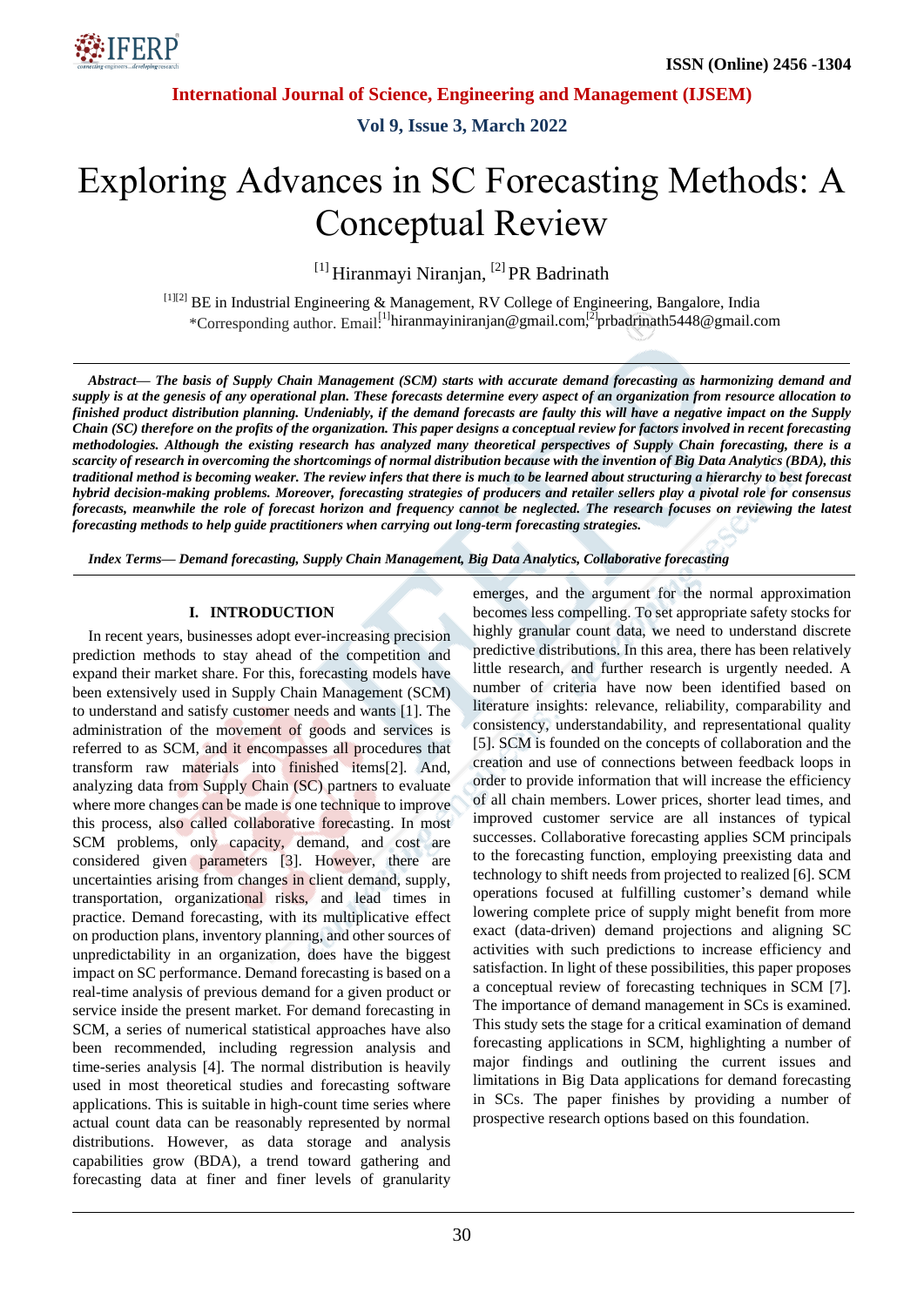# Exploring Advances in SC Forecasting Methods: A Conceptual Review

[1] Hiranmayi Niranjan, [2] PR Badrinath

[1][2] BE in Industrial Engineering & Management, RV College of Engineering, Bangalore, India
*Corresponding author. Email:[1]hiranmayiniranjan@gmail.com,[2]prbadrinath5448@gmail.com

***Abstract— The basis of Supply Chain Management (SCM) starts with accurate demand forecasting as harmonizing demand and supply is at the genesis of any operational plan. These forecasts determine every aspect of an organization from resource allocation to finished product distribution planning. Undeniably, if the demand forecasts are faulty this will have a negative impact on the Supply Chain (SC) therefore on the profits of the organization. This paper designs a conceptual review for factors involved in recent forecasting methodologies. Although the existing research has analyzed many theoretical perspectives of Supply Chain forecasting, there is a scarcity of research in overcoming the shortcomings of normal distribution because with the invention of Big Data Analytics (BDA), this traditional method is becoming weaker. The review infers that there is much to be learned about structuring a hierarchy to best forecast hybrid decision-making problems. Moreover, forecasting strategies of producers and retailer sellers play a pivotal role for consensus forecasts, meanwhile the role of forecast horizon and frequency cannot be neglected. The research focuses on reviewing the latest forecasting methods to help guide practitioners when carrying out long-term forecasting strategies.***

***Index Terms— Demand forecasting, Supply Chain Management, Big Data Analytics, Collaborative forecasting***

## I. INTRODUCTION

In recent years, businesses adopt ever-increasing precision prediction methods to stay ahead of the competition and expand their market share. For this, forecasting models have been extensively used in Supply Chain Management (SCM) to understand and satisfy customer needs and wants [1]. The administration of the movement of goods and services is referred to as SCM, and it encompasses all procedures that transform raw materials into finished items[2]. And, analyzing data from Supply Chain (SC) partners to evaluate where more changes can be made is one technique to improve this process, also called collaborative forecasting. In most SCM problems, only capacity, demand, and cost are considered given parameters [3]. However, there are uncertainties arising from changes in client demand, supply, transportation, organizational risks, and lead times in practice. Demand forecasting, with its multiplicative effect on production plans, inventory planning, and other sources of unpredictability in an organization, does have the biggest impact on SC performance. Demand forecasting is based on a real-time analysis of previous demand for a given product or service inside the present market. For demand forecasting in SCM, a series of numerical statistical approaches have also been recommended, including regression analysis and time-series analysis [4]. The normal distribution is heavily used in most theoretical studies and forecasting software applications. This is suitable in high-count time series where actual count data can be reasonably represented by normal distributions. However, as data storage and analysis capabilities grow (BDA), a trend toward gathering and forecasting data at finer and finer levels of granularity emerges, and the argument for the normal approximation becomes less compelling. To set appropriate safety stocks for highly granular count data, we need to understand discrete predictive distributions. In this area, there has been relatively little research, and further research is urgently needed. A number of criteria have now been identified based on literature insights: relevance, reliability, comparability and consistency, understandability, and representational quality [5]. SCM is founded on the concepts of collaboration and the creation and use of connections between feedback loops in order to provide information that will increase the efficiency of all chain members. Lower prices, shorter lead times, and improved customer service are all instances of typical successes. Collaborative forecasting applies SCM principals to the forecasting function, employing preexisting data and technology to shift needs from projected to realized [6]. SCM operations focused at fulfilling customer's demand while lowering complete price of supply might benefit from more exact (data-driven) demand projections and aligning SC activities with such predictions to increase efficiency and satisfaction. In light of these possibilities, this paper proposes a conceptual review of forecasting techniques in SCM [7]. The importance of demand management in SCs is examined. This study sets the stage for a critical examination of demand forecasting applications in SCM, highlighting a number of major findings and outlining the current issues and limitations in Big Data applications for demand forecasting in SCs. The paper finishes by providing a number of prospective research options based on this foundation.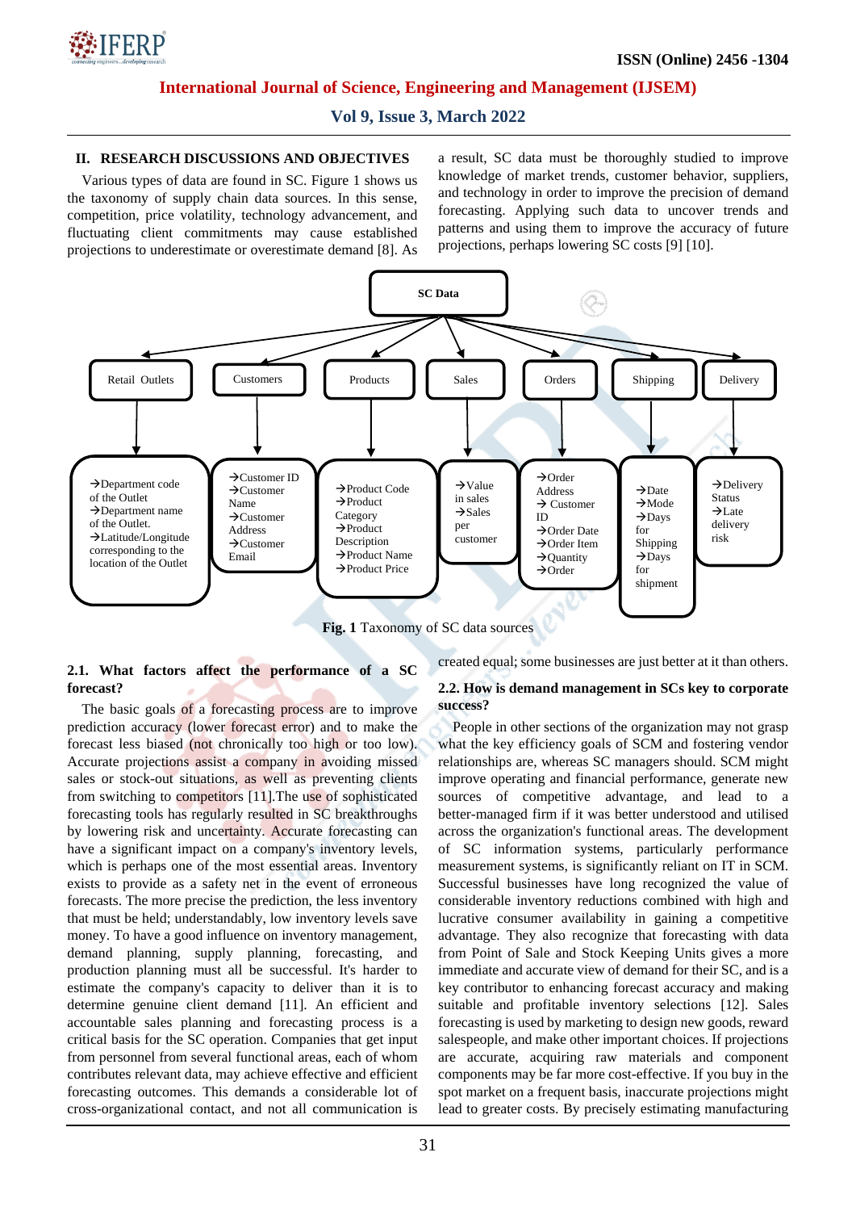## II. RESEARCH DISCUSSIONS AND OBJECTIVES

Various types of data are found in SC. Figure 1 shows us the taxonomy of supply chain data sources. In this sense, competition, price volatility, technology advancement, and fluctuating client commitments may cause established projections to underestimate or overestimate demand [8]. As a result, SC data must be thoroughly studied to improve knowledge of market trends, customer behavior, suppliers, and technology in order to improve the precision of demand forecasting. Applying such data to uncover trends and patterns and using them to improve the accuracy of future projections, perhaps lowering SC costs [9] [10].

SC Data

- Retail Outlets
  - →Department code of the Outlet
  - →Department name of the Outlet.
  - →Latitude/Longitude corresponding to the location of the Outlet
- Customers
  - →Customer ID
  - →Customer Name
  - →Customer Address
  - →Customer Email
- Products
  - →Product Code
  - →Product Category
  - →Product Description
  - →Product Name
  - →Product Price
- Sales
  - →Value in sales
  - →Sales per customer
- Orders
  - →Order Address
  - → Customer ID
  - →Order Date
  - →Order Item
  - →Quantity
  - →Order
- Shipping
  - →Date
  - →Mode
  - →Days for Shipping
  - →Days for shipment
- Delivery
  - →Delivery Status
  - →Late delivery risk

**Fig. 1** Taxonomy of SC data sources

### 2.1. What factors affect the performance of a SC forecast?

The basic goals of a forecasting process are to improve prediction accuracy (lower forecast error) and to make the forecast less biased (not chronically too high or too low). Accurate projections assist a company in avoiding missed sales or stock-out situations, as well as preventing clients from switching to competitors [11].The use of sophisticated forecasting tools has regularly resulted in SC breakthroughs by lowering risk and uncertainty. Accurate forecasting can have a significant impact on a company's inventory levels, which is perhaps one of the most essential areas. Inventory exists to provide as a safety net in the event of erroneous forecasts. The more precise the prediction, the less inventory that must be held; understandably, low inventory levels save money. To have a good influence on inventory management, demand planning, supply planning, forecasting, and production planning must all be successful. It's harder to estimate the company's capacity to deliver than it is to determine genuine client demand [11]. An efficient and accountable sales planning and forecasting process is a critical basis for the SC operation. Companies that get input from personnel from several functional areas, each of whom contributes relevant data, may achieve effective and efficient forecasting outcomes. This demands a considerable lot of cross-organizational contact, and not all communication is created equal; some businesses are just better at it than others.

### 2.2. How is demand management in SCs key to corporate success?

People in other sections of the organization may not grasp what the key efficiency goals of SCM and fostering vendor relationships are, whereas SC managers should. SCM might improve operating and financial performance, generate new sources of competitive advantage, and lead to a better-managed firm if it was better understood and utilised across the organization's functional areas. The development of SC information systems, particularly performance measurement systems, is significantly reliant on IT in SCM. Successful businesses have long recognized the value of considerable inventory reductions combined with high and lucrative consumer availability in gaining a competitive advantage. They also recognize that forecasting with data from Point of Sale and Stock Keeping Units gives a more immediate and accurate view of demand for their SC, and is a key contributor to enhancing forecast accuracy and making suitable and profitable inventory selections [12]. Sales forecasting is used by marketing to design new goods, reward salespeople, and make other important choices. If projections are accurate, acquiring raw materials and component components may be far more cost-effective. If you buy in the spot market on a frequent basis, inaccurate projections might lead to greater costs. By precisely estimating manufacturing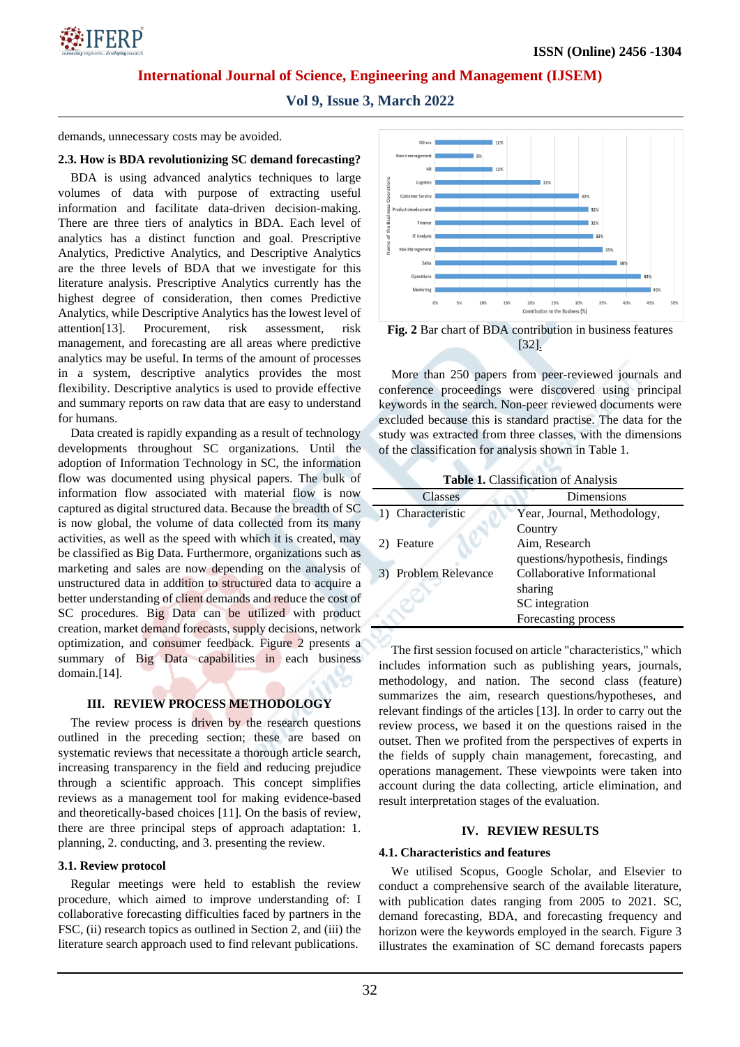demands, unnecessary costs may be avoided.

### 2.3. How is BDA revolutionizing SC demand forecasting?

BDA is using advanced analytics techniques to large volumes of data with purpose of extracting useful information and facilitate data-driven decision-making. There are three tiers of analytics in BDA. Each level of analytics has a distinct function and goal. Prescriptive Analytics, Predictive Analytics, and Descriptive Analytics are the three levels of BDA that we investigate for this literature analysis. Prescriptive Analytics currently has the highest degree of consideration, then comes Predictive Analytics, while Descriptive Analytics has the lowest level of attention[13]. Procurement, risk assessment, risk management, and forecasting are all areas where predictive analytics may be useful. In terms of the amount of processes in a system, descriptive analytics provides the most flexibility. Descriptive analytics is used to provide effective and summary reports on raw data that are easy to understand for humans.

Data created is rapidly expanding as a result of technology developments throughout SC organizations. Until the adoption of Information Technology in SC, the information flow was documented using physical papers. The bulk of information flow associated with material flow is now captured as digital structured data. Because the breadth of SC is now global, the volume of data collected from its many activities, as well as the speed with which it is created, may be classified as Big Data. Furthermore, organizations such as marketing and sales are now depending on the analysis of unstructured data in addition to structured data to acquire a better understanding of client demands and reduce the cost of SC procedures. Big Data can be utilized with product creation, market demand forecasts, supply decisions, network optimization, and consumer feedback. Figure 2 presents a summary of Big Data capabilities in each business domain.[14].

**Fig. 2** Bar chart of BDA contribution in business features [32].

More than 250 papers from peer-reviewed journals and conference proceedings were discovered using principal keywords in the search. Non-peer reviewed documents were excluded because this is standard practise. The data for the study was extracted from three classes, with the dimensions of the classification for analysis shown in Table 1.

**Table 1.** Classification of Analysis

| Classes | Dimensions |
|---|---|
| 1) Characteristic | Year, Journal, Methodology, Country |
| 2) Feature | Aim, Research questions/hypothesis, findings |
| 3) Problem Relevance | Collaborative Informational sharing<br>SC integration<br>Forecasting process |

The first session focused on article "characteristics," which includes information such as publishing years, journals, methodology, and nation. The second class (feature) summarizes the aim, research questions/hypotheses, and relevant findings of the articles [13]. In order to carry out the review process, we based it on the questions raised in the outset. Then we profited from the perspectives of experts in the fields of supply chain management, forecasting, and operations management. These viewpoints were taken into account during the data collecting, article elimination, and result interpretation stages of the evaluation.

## III. REVIEW PROCESS METHODOLOGY

The review process is driven by the research questions outlined in the preceding section; these are based on systematic reviews that necessitate a thorough article search, increasing transparency in the field and reducing prejudice through a scientific approach. This concept simplifies reviews as a management tool for making evidence-based and theoretically-based choices [11]. On the basis of review, there are three principal steps of approach adaptation: 1. planning, 2. conducting, and 3. presenting the review.

### 3.1. Review protocol

Regular meetings were held to establish the review procedure, which aimed to improve understanding of: I collaborative forecasting difficulties faced by partners in the FSC, (ii) research topics as outlined in Section 2, and (iii) the literature search approach used to find relevant publications.

## IV. REVIEW RESULTS

### 4.1. Characteristics and features

We utilised Scopus, Google Scholar, and Elsevier to conduct a comprehensive search of the available literature, with publication dates ranging from 2005 to 2021. SC, demand forecasting, BDA, and forecasting frequency and horizon were the keywords employed in the search. Figure 3 illustrates the examination of SC demand forecasts papers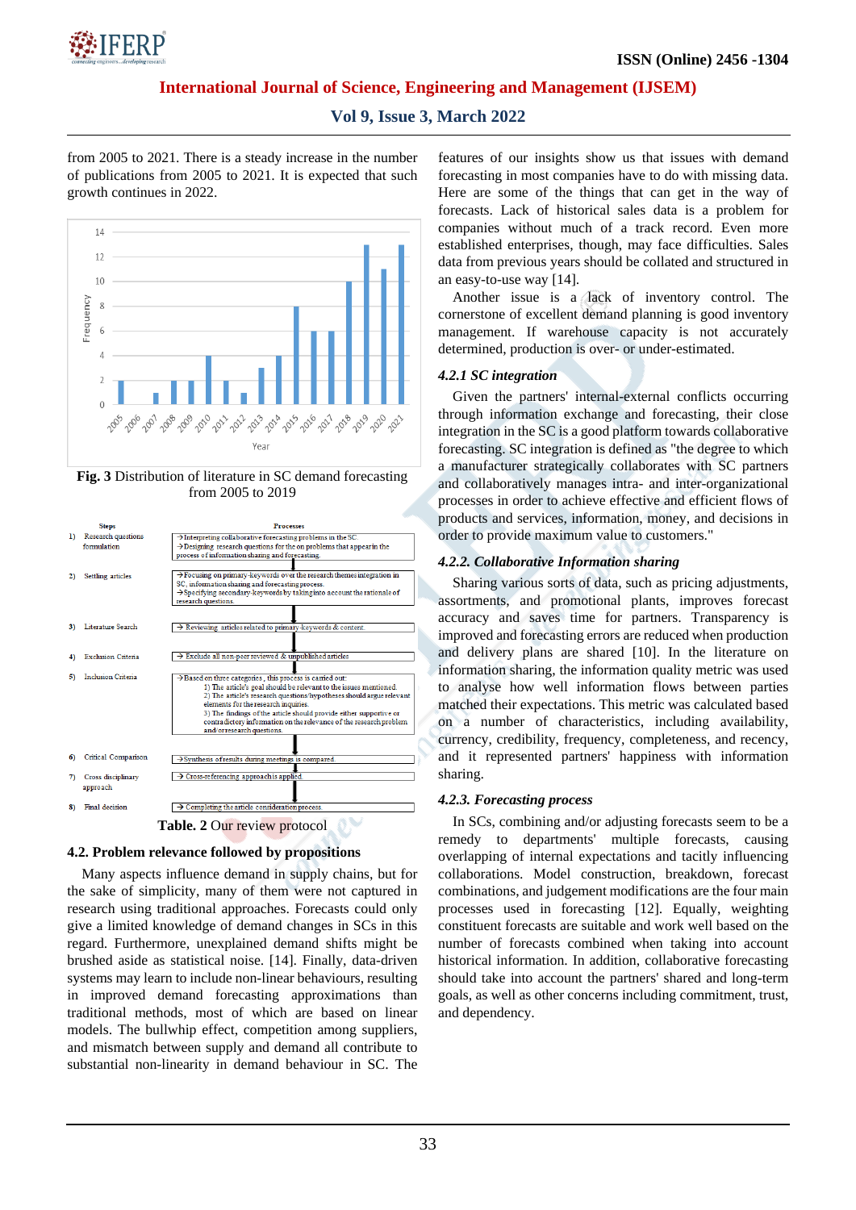from 2005 to 2021. There is a steady increase in the number of publications from 2005 to 2021. It is expected that such growth continues in 2022.

**Fig. 3** Distribution of literature in SC demand forecasting from 2005 to 2019

| | Steps | Processes |
|---|---|---|
| 1) | Research questions formulation | →Interpreting collaborative forecasting problems in the SC. →Designing research questions for the on problems that appear in the process of information sharing and forecasting. |
| 2) | Settling articles | →Focusing on primary-keywords over the research themes integration in SC, information sharing and forecasting process. →Specifying secondary-keywords by taking into account the rationale of research questions. |
| 3) | Literature Search | → Reviewing articles related to primary-keywords & content. |
| 4) | Exclusion Criteria | → Exclude all non-peer reviewed & unpublished articles |
| 5) | Inclusion Criteria | →Based on three categories, this process is carried out: 1) The article's goal should be relevant to the issues mentioned. 2) The article's research questions/hypotheses should argue relevant elements for the research inquiries. 3) The findings of the article should provide either supportive or contradictory information on the relevance of the research problem and/or research questions. |
| 6) | Critical Comparison | →Synthesis of results during meetings is compared. |
| 7) | Cross disciplinary approach | → Cross-referencing approach is applied. |
| 8) | Final decision | → Completing the article consideration process. |

**Table. 2** Our review protocol

### 4.2. Problem relevance followed by propositions

Many aspects influence demand in supply chains, but for the sake of simplicity, many of them were not captured in research using traditional approaches. Forecasts could only give a limited knowledge of demand changes in SCs in this regard. Furthermore, unexplained demand shifts might be brushed aside as statistical noise. [14]. Finally, data-driven systems may learn to include non-linear behaviours, resulting in improved demand forecasting approximations than traditional methods, most of which are based on linear models. The bullwhip effect, competition among suppliers, and mismatch between supply and demand all contribute to substantial non-linearity in demand behaviour in SC. The features of our insights show us that issues with demand forecasting in most companies have to do with missing data. Here are some of the things that can get in the way of forecasts. Lack of historical sales data is a problem for companies without much of a track record. Even more established enterprises, though, may face difficulties. Sales data from previous years should be collated and structured in an easy-to-use way [14].

Another issue is a lack of inventory control. The cornerstone of excellent demand planning is good inventory management. If warehouse capacity is not accurately determined, production is over- or under-estimated.

#### *4.2.1 SC integration*

Given the partners' internal-external conflicts occurring through information exchange and forecasting, their close integration in the SC is a good platform towards collaborative forecasting. SC integration is defined as "the degree to which a manufacturer strategically collaborates with SC partners and collaboratively manages intra- and inter-organizational processes in order to achieve effective and efficient flows of products and services, information, money, and decisions in order to provide maximum value to customers."

#### *4.2.2. Collaborative Information sharing*

Sharing various sorts of data, such as pricing adjustments, assortments, and promotional plants, improves forecast accuracy and saves time for partners. Transparency is improved and forecasting errors are reduced when production and delivery plans are shared [10]. In the literature on information sharing, the information quality metric was used to analyse how well information flows between parties matched their expectations. This metric was calculated based on a number of characteristics, including availability, currency, credibility, frequency, completeness, and recency, and it represented partners' happiness with information sharing.

#### *4.2.3. Forecasting process*

In SCs, combining and/or adjusting forecasts seem to be a remedy to departments' multiple forecasts, causing overlapping of internal expectations and tacitly influencing collaborations. Model construction, breakdown, forecast combinations, and judgement modifications are the four main processes used in forecasting [12]. Equally, weighting constituent forecasts are suitable and work well based on the number of forecasts combined when taking into account historical information. In addition, collaborative forecasting should take into account the partners' shared and long-term goals, as well as other concerns including commitment, trust, and dependency.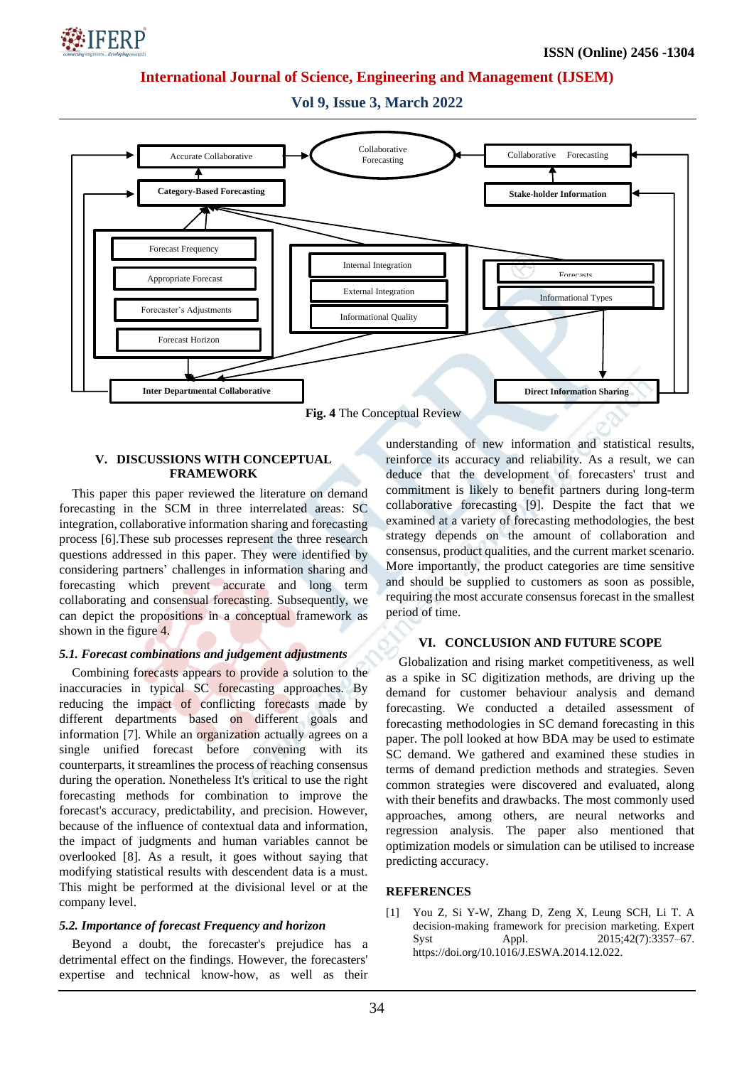Fig. 4 The Conceptual Review

## V. DISCUSSIONS WITH CONCEPTUAL FRAMEWORK

This paper this paper reviewed the literature on demand forecasting in the SCM in three interrelated areas: SC integration, collaborative information sharing and forecasting process [6].These sub processes represent the three research questions addressed in this paper. They were identified by considering partners' challenges in information sharing and forecasting which prevent accurate and long term collaborative and consensual forecasting. Subsequently, we can depict the propositions in a conceptual framework as shown in the figure 4.

### *5.1. Forecast combinations and judgement adjustments*

Combining forecasts appears to provide a solution to the inaccuracies in typical SC forecasting approaches. By reducing the impact of conflicting forecasts made by different departments based on different goals and information [7]. While an organization actually agrees on a single unified forecast before convening with its counterparts, it streamlines the process of reaching consensus during the operation. Nonetheless It's critical to use the right forecasting methods for combination to improve the forecast's accuracy, predictability, and precision. However, because of the influence of contextual data and information, the impact of judgments and human variables cannot be overlooked [8]. As a result, it goes without saying that modifying statistical results with descendent data is a must. This might be performed at the divisional level or at the company level.

### *5.2. Importance of forecast Frequency and horizon*

Beyond a doubt, the forecaster's prejudice has a detrimental effect on the findings. However, the forecasters' expertise and technical know-how, as well as their understanding of new information and statistical results, reinforce its accuracy and reliability. As a result, we can deduce that the development of forecasters' trust and commitment is likely to benefit partners during long-term collaborative forecasting [9]. Despite the fact that we examined at a variety of forecasting methodologies, the best strategy depends on the amount of collaboration and consensus, product qualities, and the current market scenario. More importantly, the product categories are time sensitive and should be supplied to customers as soon as possible, requiring the most accurate consensus forecast in the smallest period of time.

## VI. CONCLUSION AND FUTURE SCOPE

Globalization and rising market competitiveness, as well as a spike in SC digitization methods, are driving up the demand for customer behaviour analysis and demand forecasting. We conducted a detailed assessment of forecasting methodologies in SC demand forecasting in this paper. The poll looked at how BDA may be used to estimate SC demand. We gathered and examined these studies in terms of demand prediction methods and strategies. Seven common strategies were discovered and evaluated, along with their benefits and drawbacks. The most commonly used approaches, among others, are neural networks and regression analysis. The paper also mentioned that optimization models or simulation can be utilised to increase predicting accuracy.

## REFERENCES

[1] You Z, Si Y-W, Zhang D, Zeng X, Leung SCH, Li T. A decision-making framework for precision marketing. Expert Syst Appl. 2015;42(7):3357–67. https://doi.org/10.1016/J.ESWA.2014.12.022.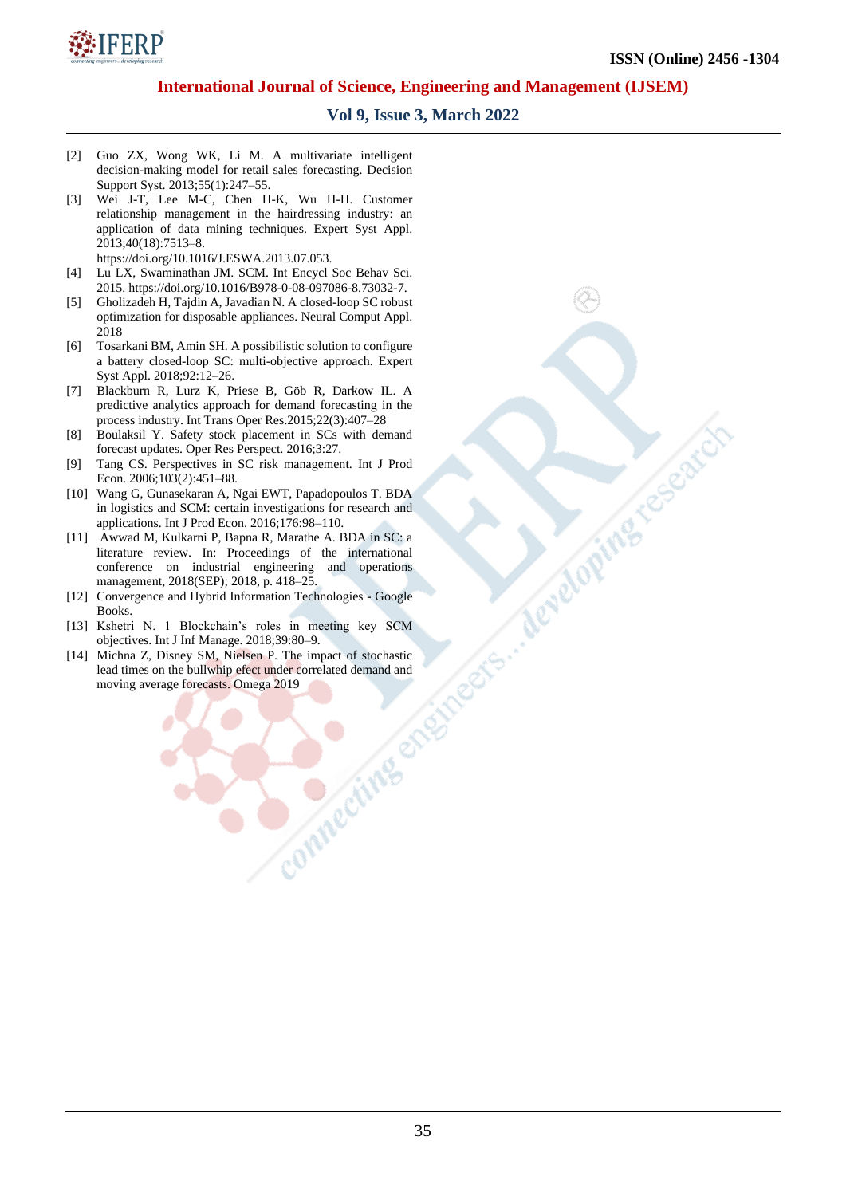[2] Guo ZX, Wong WK, Li M. A multivariate intelligent decision-making model for retail sales forecasting. Decision Support Syst. 2013;55(1):247–55.

[3] Wei J-T, Lee M-C, Chen H-K, Wu H-H. Customer relationship management in the hairdressing industry: an application of data mining techniques. Expert Syst Appl. 2013;40(18):7513–8. https://doi.org/10.1016/J.ESWA.2013.07.053.

[4] Lu LX, Swaminathan JM. SCM. Int Encycl Soc Behav Sci. 2015. https://doi.org/10.1016/B978-0-08-097086-8.73032-7.

[5] Gholizadeh H, Tajdin A, Javadian N. A closed-loop SC robust optimization for disposable appliances. Neural Comput Appl. 2018

[6] Tosarkani BM, Amin SH. A possibilistic solution to configure a battery closed-loop SC: multi-objective approach. Expert Syst Appl. 2018;92:12–26.

[7] Blackburn R, Lurz K, Priese B, Göb R, Darkow IL. A predictive analytics approach for demand forecasting in the process industry. Int Trans Oper Res.2015;22(3):407–28

[8] Boulaksil Y. Safety stock placement in SCs with demand forecast updates. Oper Res Perspect. 2016;3:27.

[9] Tang CS. Perspectives in SC risk management. Int J Prod Econ. 2006;103(2):451–88.

[10] Wang G, Gunasekaran A, Ngai EWT, Papadopoulos T. BDA in logistics and SCM: certain investigations for research and applications. Int J Prod Econ. 2016;176:98–110.

[11] Awwad M, Kulkarni P, Bapna R, Marathe A. BDA in SC: a literature review. In: Proceedings of the international conference on industrial engineering and operations management, 2018(SEP); 2018, p. 418–25.

[12] Convergence and Hybrid Information Technologies - Google Books.

[13] Kshetri N. 1 Blockchain's roles in meeting key SCM objectives. Int J Inf Manage. 2018;39:80–9.

[14] Michna Z, Disney SM, Nielsen P. The impact of stochastic lead times on the bullwhip efect under correlated demand and moving average forecasts. Omega 2019